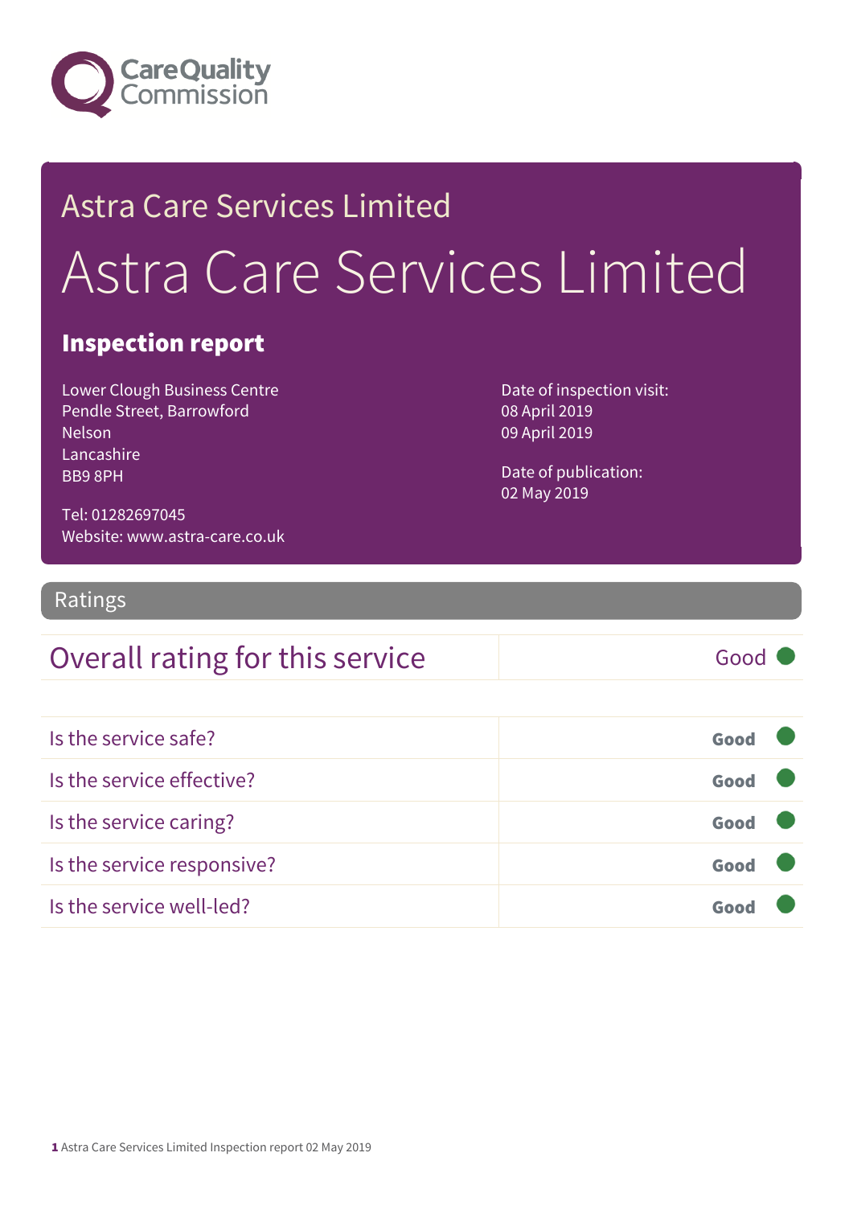Care Quality Commission

# Astra Care Services Limited

# Astra Care Services Limited

## Inspection report

Lower Clough Business Centre
Pendle Street, Barrowford
Nelson
Lancashire
BB9 8PH

Tel: 01282697045
Website: www.astra-care.co.uk

Date of inspection visit:
08 April 2019
09 April 2019

Date of publication:
02 May 2019

## Ratings

| Overall rating for this service | Good |
|---|---|

| | |
|---|---|
| Is the service safe? | **Good** |
| Is the service effective? | **Good** |
| Is the service caring? | **Good** |
| Is the service responsive? | **Good** |
| Is the service well-led? | **Good** |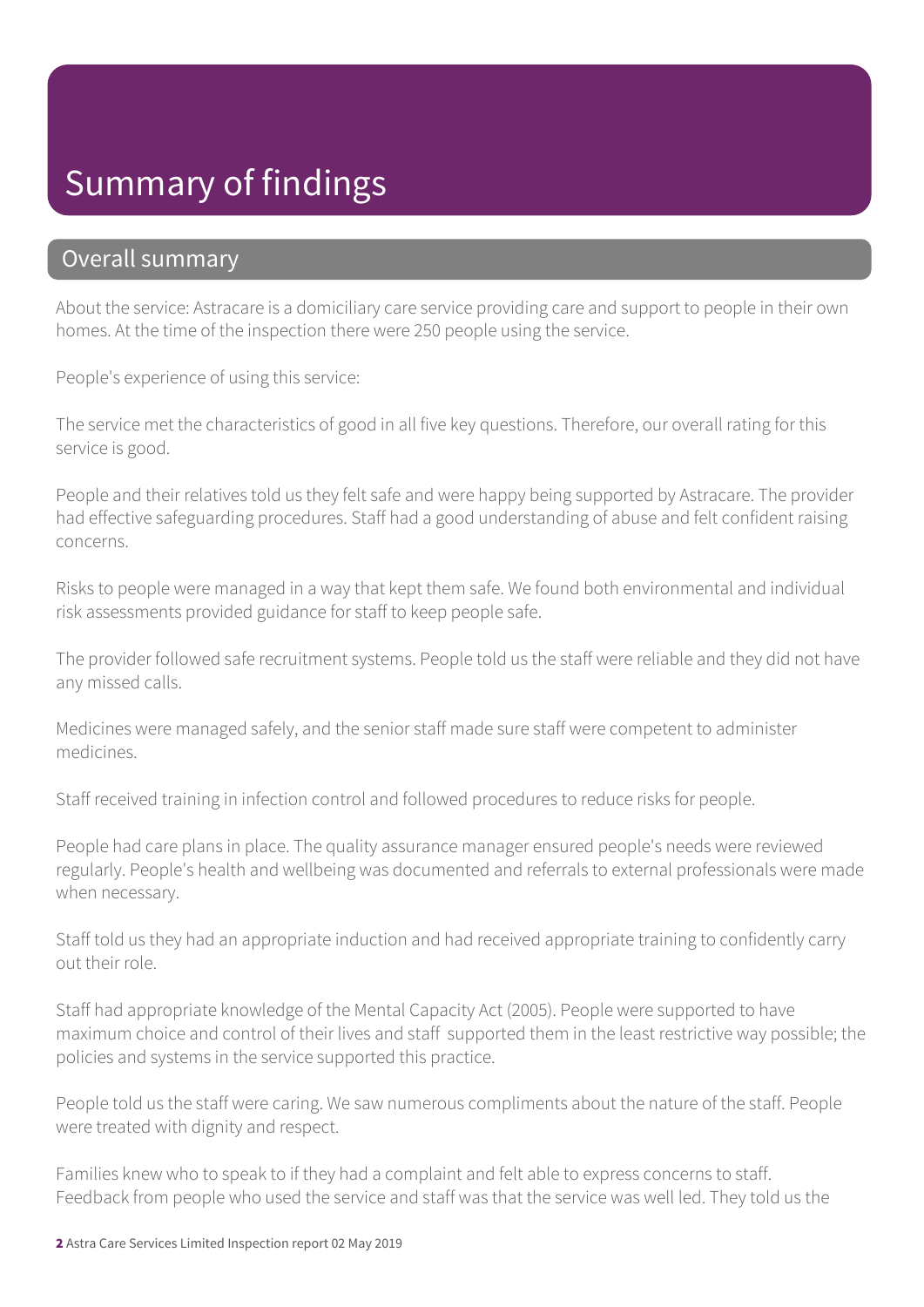# Summary of findings

## Overall summary

About the service: Astracare is a domiciliary care service providing care and support to people in their own homes. At the time of the inspection there were 250 people using the service.

People's experience of using this service:

The service met the characteristics of good in all five key questions. Therefore, our overall rating for this service is good.

People and their relatives told us they felt safe and were happy being supported by Astracare. The provider had effective safeguarding procedures. Staff had a good understanding of abuse and felt confident raising concerns.

Risks to people were managed in a way that kept them safe. We found both environmental and individual risk assessments provided guidance for staff to keep people safe.

The provider followed safe recruitment systems. People told us the staff were reliable and they did not have any missed calls.

Medicines were managed safely, and the senior staff made sure staff were competent to administer medicines.

Staff received training in infection control and followed procedures to reduce risks for people.

People had care plans in place. The quality assurance manager ensured people's needs were reviewed regularly. People's health and wellbeing was documented and referrals to external professionals were made when necessary.

Staff told us they had an appropriate induction and had received appropriate training to confidently carry out their role.

Staff had appropriate knowledge of the Mental Capacity Act (2005). People were supported to have maximum choice and control of their lives and staff supported them in the least restrictive way possible; the policies and systems in the service supported this practice.

People told us the staff were caring. We saw numerous compliments about the nature of the staff. People were treated with dignity and respect.

Families knew who to speak to if they had a complaint and felt able to express concerns to staff. Feedback from people who used the service and staff was that the service was well led. They told us the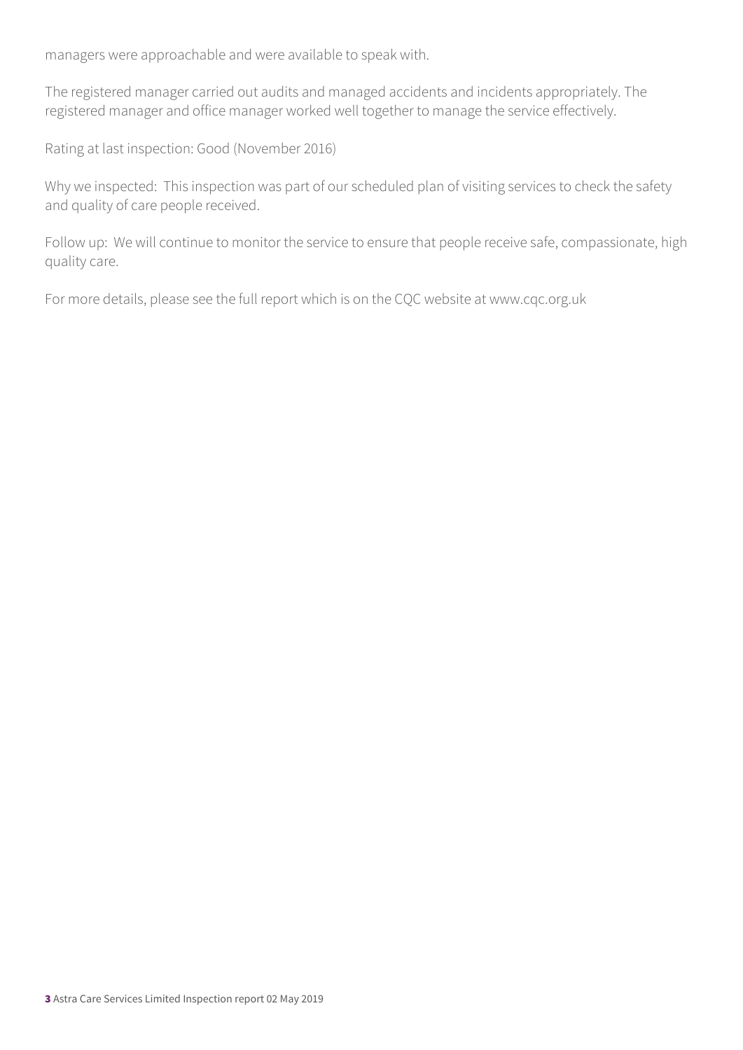managers were approachable and were available to speak with.

The registered manager carried out audits and managed accidents and incidents appropriately. The registered manager and office manager worked well together to manage the service effectively.

Rating at last inspection: Good (November 2016)

Why we inspected: This inspection was part of our scheduled plan of visiting services to check the safety and quality of care people received.

Follow up: We will continue to monitor the service to ensure that people receive safe, compassionate, high quality care.

For more details, please see the full report which is on the CQC website at www.cqc.org.uk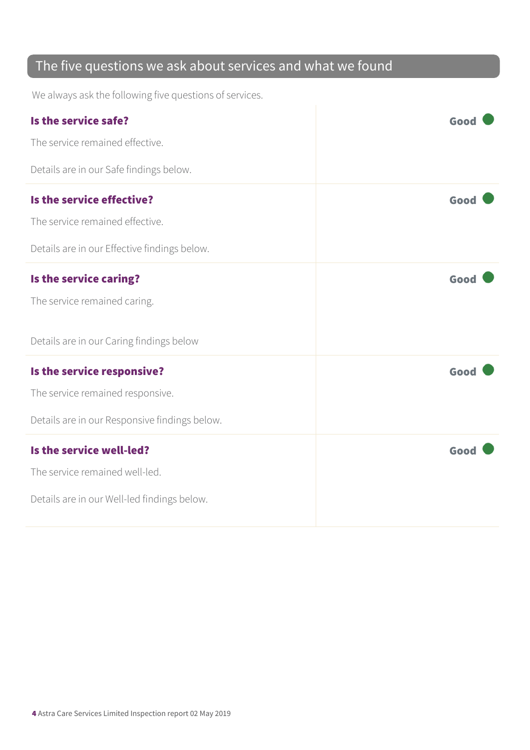## The five questions we ask about services and what we found

We always ask the following five questions of services.

**Is the service safe?** — Good

The service remained effective.

Details are in our Safe findings below.

**Is the service effective?** — Good

The service remained effective.

Details are in our Effective findings below.

**Is the service caring?** — Good

The service remained caring.

Details are in our Caring findings below

**Is the service responsive?** — Good

The service remained responsive.

Details are in our Responsive findings below.

**Is the service well-led?** — Good

The service remained well-led.

Details are in our Well-led findings below.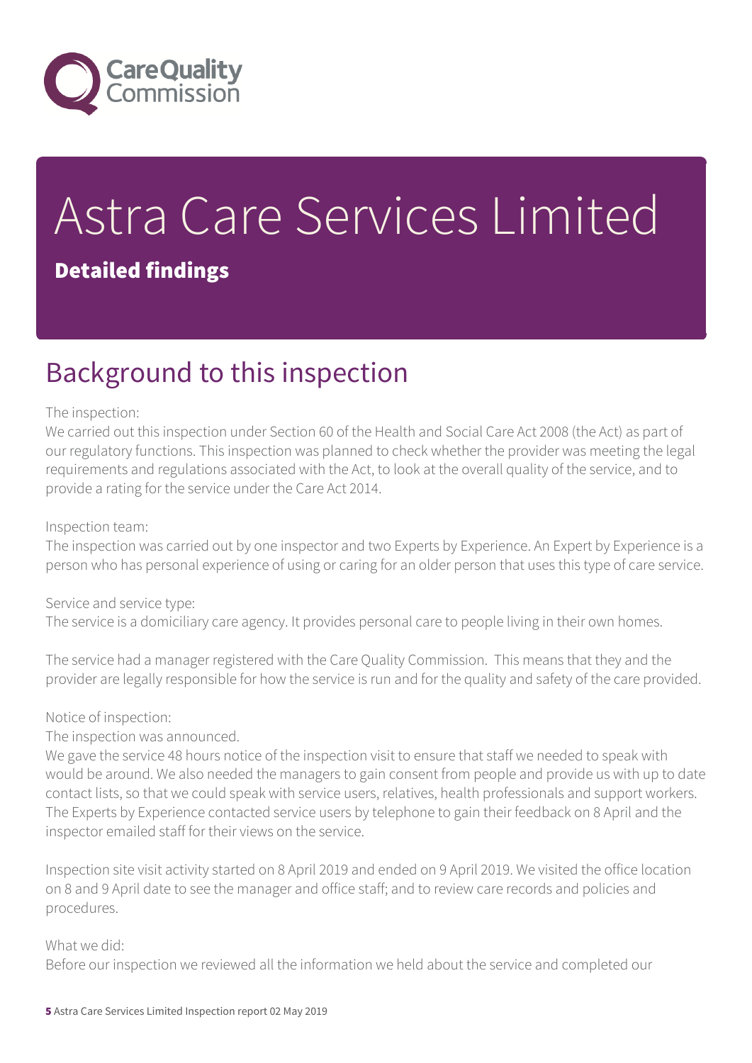# Astra Care Services Limited

## Detailed findings

## Background to this inspection

The inspection:
We carried out this inspection under Section 60 of the Health and Social Care Act 2008 (the Act) as part of our regulatory functions. This inspection was planned to check whether the provider was meeting the legal requirements and regulations associated with the Act, to look at the overall quality of the service, and to provide a rating for the service under the Care Act 2014.

Inspection team:
The inspection was carried out by one inspector and two Experts by Experience. An Expert by Experience is a person who has personal experience of using or caring for an older person that uses this type of care service.

Service and service type:
The service is a domiciliary care agency. It provides personal care to people living in their own homes.

The service had a manager registered with the Care Quality Commission. This means that they and the provider are legally responsible for how the service is run and for the quality and safety of the care provided.

Notice of inspection:
The inspection was announced.
We gave the service 48 hours notice of the inspection visit to ensure that staff we needed to speak with would be around. We also needed the managers to gain consent from people and provide us with up to date contact lists, so that we could speak with service users, relatives, health professionals and support workers. The Experts by Experience contacted service users by telephone to gain their feedback on 8 April and the inspector emailed staff for their views on the service.

Inspection site visit activity started on 8 April 2019 and ended on 9 April 2019. We visited the office location on 8 and 9 April date to see the manager and office staff; and to review care records and policies and procedures.

What we did:
Before our inspection we reviewed all the information we held about the service and completed our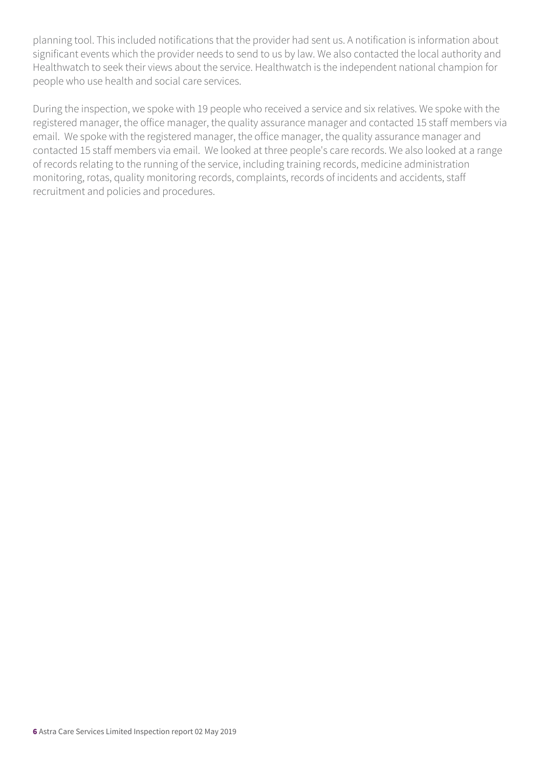planning tool. This included notifications that the provider had sent us. A notification is information about significant events which the provider needs to send to us by law. We also contacted the local authority and Healthwatch to seek their views about the service. Healthwatch is the independent national champion for people who use health and social care services.

During the inspection, we spoke with 19 people who received a service and six relatives. We spoke with the registered manager, the office manager, the quality assurance manager and contacted 15 staff members via email. We spoke with the registered manager, the office manager, the quality assurance manager and contacted 15 staff members via email. We looked at three people's care records. We also looked at a range of records relating to the running of the service, including training records, medicine administration monitoring, rotas, quality monitoring records, complaints, records of incidents and accidents, staff recruitment and policies and procedures.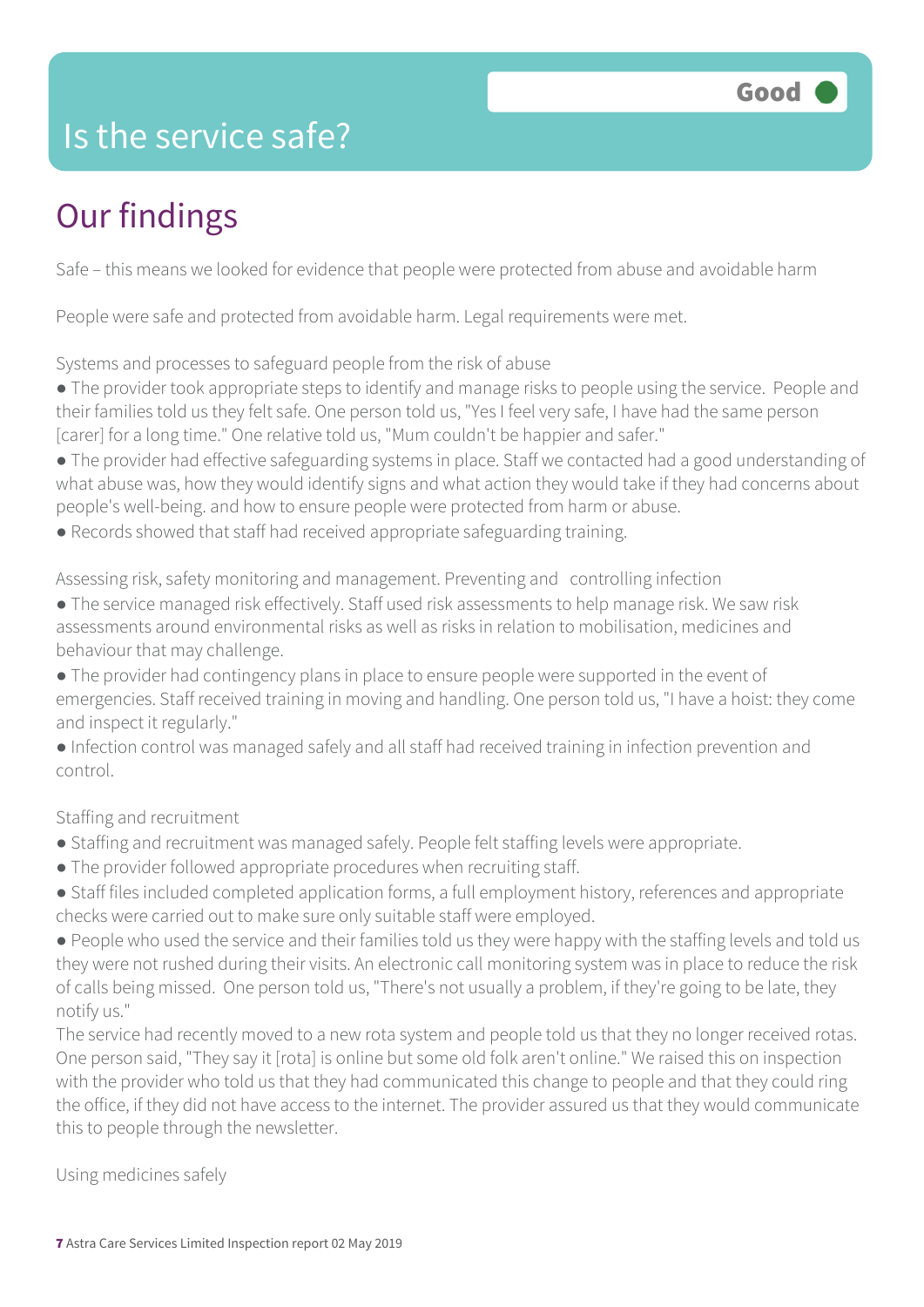# Is the service safe?

**Good**

## Our findings

Safe – this means we looked for evidence that people were protected from abuse and avoidable harm

People were safe and protected from avoidable harm. Legal requirements were met.

Systems and processes to safeguard people from the risk of abuse

- The provider took appropriate steps to identify and manage risks to people using the service. People and their families told us they felt safe. One person told us, "Yes I feel very safe, I have had the same person [carer] for a long time." One relative told us, "Mum couldn't be happier and safer."
- The provider had effective safeguarding systems in place. Staff we contacted had a good understanding of what abuse was, how they would identify signs and what action they would take if they had concerns about people's well-being. and how to ensure people were protected from harm or abuse.
- Records showed that staff had received appropriate safeguarding training.

Assessing risk, safety monitoring and management. Preventing and controlling infection

- The service managed risk effectively. Staff used risk assessments to help manage risk. We saw risk assessments around environmental risks as well as risks in relation to mobilisation, medicines and behaviour that may challenge.
- The provider had contingency plans in place to ensure people were supported in the event of emergencies. Staff received training in moving and handling. One person told us, "I have a hoist: they come and inspect it regularly."
- Infection control was managed safely and all staff had received training in infection prevention and control.

Staffing and recruitment

- Staffing and recruitment was managed safely. People felt staffing levels were appropriate.
- The provider followed appropriate procedures when recruiting staff.
- Staff files included completed application forms, a full employment history, references and appropriate checks were carried out to make sure only suitable staff were employed.
- People who used the service and their families told us they were happy with the staffing levels and told us they were not rushed during their visits. An electronic call monitoring system was in place to reduce the risk of calls being missed. One person told us, "There's not usually a problem, if they're going to be late, they notify us."

The service had recently moved to a new rota system and people told us that they no longer received rotas. One person said, "They say it [rota] is online but some old folk aren't online." We raised this on inspection with the provider who told us that they had communicated this change to people and that they could ring the office, if they did not have access to the internet. The provider assured us that they would communicate this to people through the newsletter.

Using medicines safely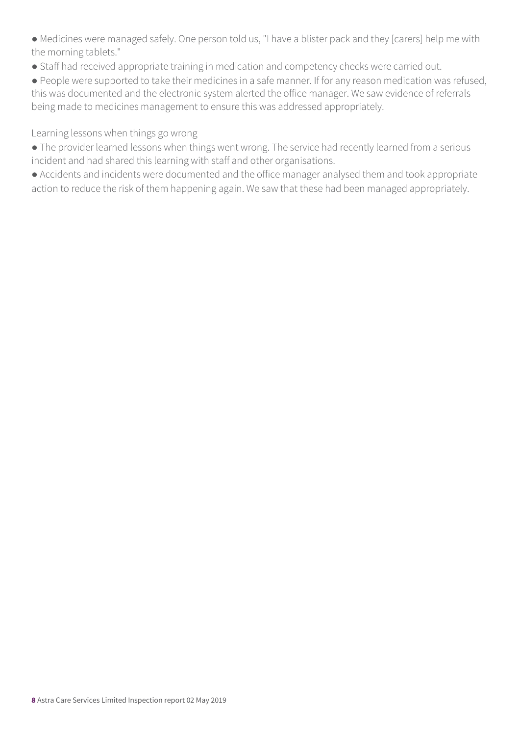- Medicines were managed safely. One person told us, "I have a blister pack and they [carers] help me with the morning tablets."
- Staff had received appropriate training in medication and competency checks were carried out.
- People were supported to take their medicines in a safe manner. If for any reason medication was refused, this was documented and the electronic system alerted the office manager. We saw evidence of referrals being made to medicines management to ensure this was addressed appropriately.

Learning lessons when things go wrong

- The provider learned lessons when things went wrong. The service had recently learned from a serious incident and had shared this learning with staff and other organisations.
- Accidents and incidents were documented and the office manager analysed them and took appropriate action to reduce the risk of them happening again. We saw that these had been managed appropriately.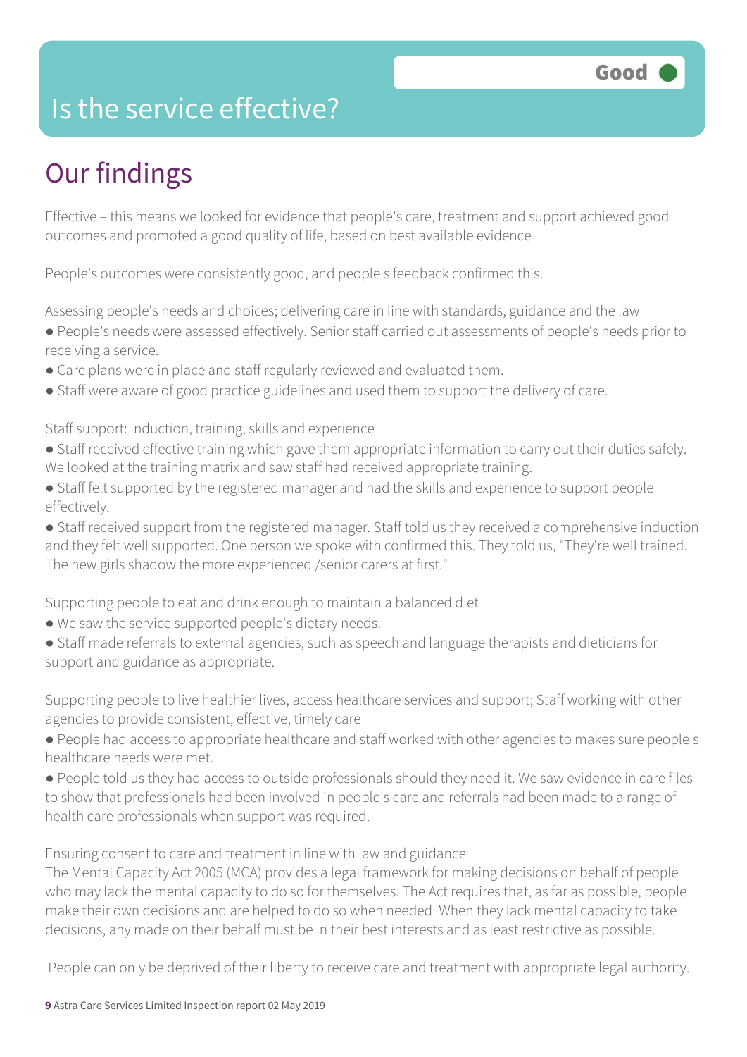# Is the service effective?

Good

## Our findings

Effective – this means we looked for evidence that people's care, treatment and support achieved good outcomes and promoted a good quality of life, based on best available evidence

People's outcomes were consistently good, and people's feedback confirmed this.

Assessing people's needs and choices; delivering care in line with standards, guidance and the law

- People's needs were assessed effectively. Senior staff carried out assessments of people's needs prior to receiving a service.
- Care plans were in place and staff regularly reviewed and evaluated them.
- Staff were aware of good practice guidelines and used them to support the delivery of care.

Staff support: induction, training, skills and experience

- Staff received effective training which gave them appropriate information to carry out their duties safely. We looked at the training matrix and saw staff had received appropriate training.
- Staff felt supported by the registered manager and had the skills and experience to support people effectively.
- Staff received support from the registered manager. Staff told us they received a comprehensive induction and they felt well supported. One person we spoke with confirmed this. They told us, "They're well trained. The new girls shadow the more experienced /senior carers at first."

Supporting people to eat and drink enough to maintain a balanced diet

- We saw the service supported people's dietary needs.
- Staff made referrals to external agencies, such as speech and language therapists and dieticians for support and guidance as appropriate.

Supporting people to live healthier lives, access healthcare services and support; Staff working with other agencies to provide consistent, effective, timely care

- People had access to appropriate healthcare and staff worked with other agencies to makes sure people's healthcare needs were met.
- People told us they had access to outside professionals should they need it. We saw evidence in care files to show that professionals had been involved in people's care and referrals had been made to a range of health care professionals when support was required.

Ensuring consent to care and treatment in line with law and guidance

The Mental Capacity Act 2005 (MCA) provides a legal framework for making decisions on behalf of people who may lack the mental capacity to do so for themselves. The Act requires that, as far as possible, people make their own decisions and are helped to do so when needed. When they lack mental capacity to take decisions, any made on their behalf must be in their best interests and as least restrictive as possible.

People can only be deprived of their liberty to receive care and treatment with appropriate legal authority.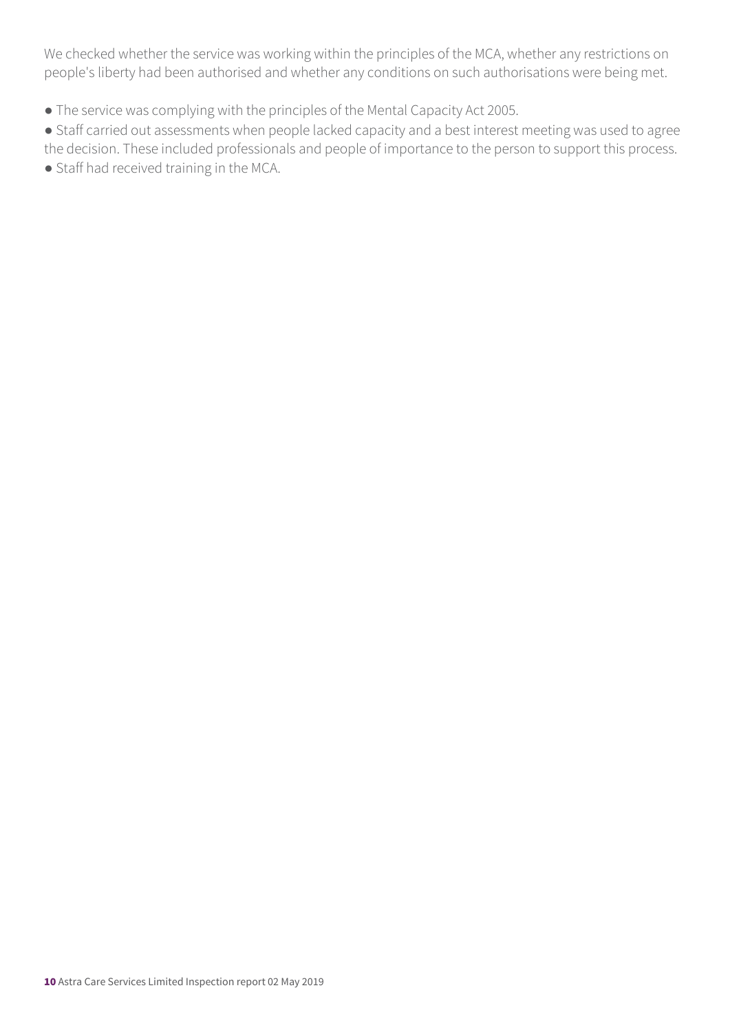We checked whether the service was working within the principles of the MCA, whether any restrictions on people's liberty had been authorised and whether any conditions on such authorisations were being met.

- The service was complying with the principles of the Mental Capacity Act 2005.
- Staff carried out assessments when people lacked capacity and a best interest meeting was used to agree the decision. These included professionals and people of importance to the person to support this process.
- Staff had received training in the MCA.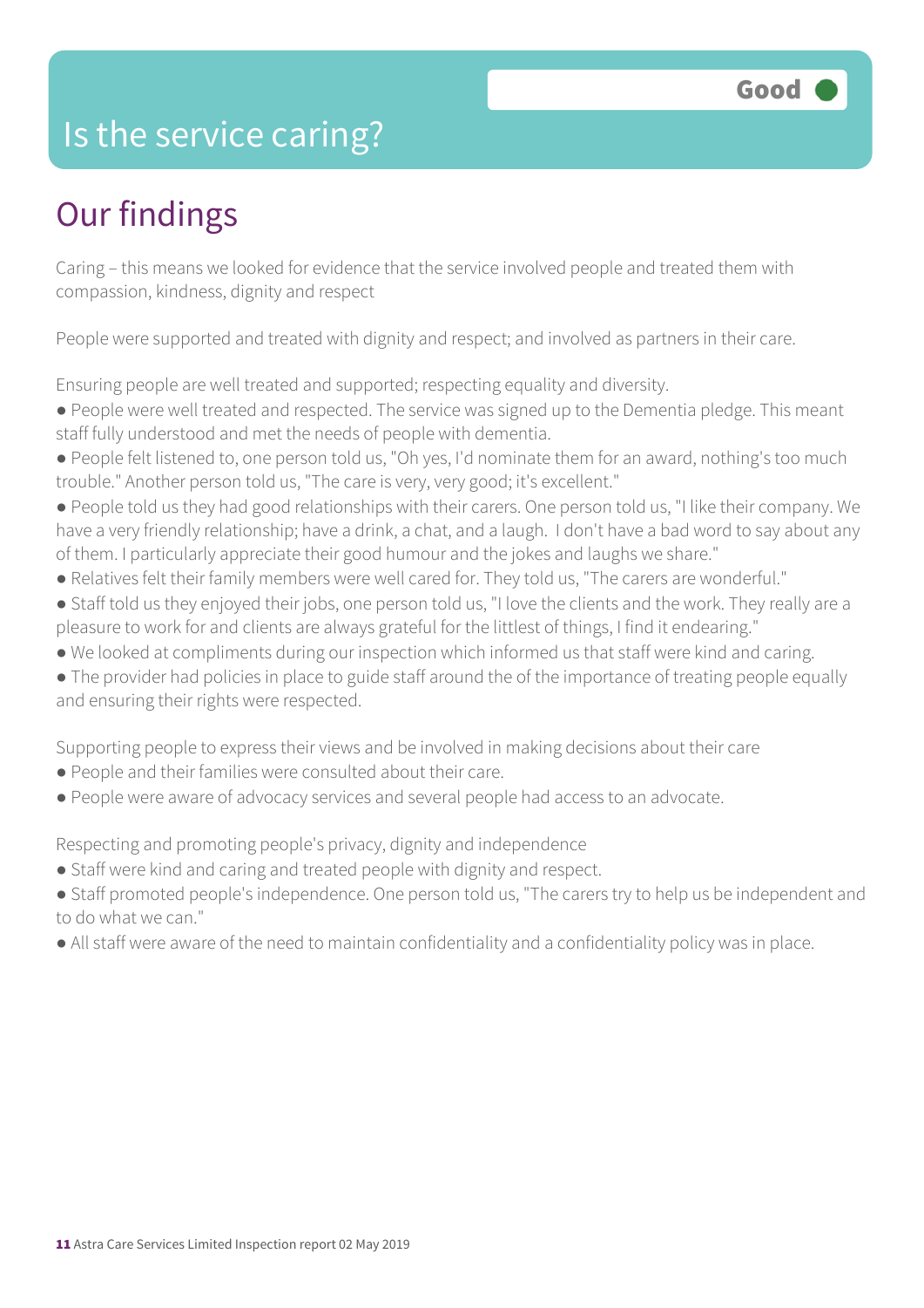# Is the service caring?

Good

## Our findings

Caring – this means we looked for evidence that the service involved people and treated them with compassion, kindness, dignity and respect

People were supported and treated with dignity and respect; and involved as partners in their care.

Ensuring people are well treated and supported; respecting equality and diversity.

- People were well treated and respected. The service was signed up to the Dementia pledge. This meant staff fully understood and met the needs of people with dementia.
- People felt listened to, one person told us, "Oh yes, I'd nominate them for an award, nothing's too much trouble." Another person told us, "The care is very, very good; it's excellent."
- People told us they had good relationships with their carers. One person told us, "I like their company. We have a very friendly relationship; have a drink, a chat, and a laugh. I don't have a bad word to say about any of them. I particularly appreciate their good humour and the jokes and laughs we share."
- Relatives felt their family members were well cared for. They told us, "The carers are wonderful."
- Staff told us they enjoyed their jobs, one person told us, "I love the clients and the work. They really are a pleasure to work for and clients are always grateful for the littlest of things, I find it endearing."
- We looked at compliments during our inspection which informed us that staff were kind and caring.
- The provider had policies in place to guide staff around the of the importance of treating people equally and ensuring their rights were respected.

Supporting people to express their views and be involved in making decisions about their care

- People and their families were consulted about their care.
- People were aware of advocacy services and several people had access to an advocate.

Respecting and promoting people's privacy, dignity and independence

- Staff were kind and caring and treated people with dignity and respect.
- Staff promoted people's independence. One person told us, "The carers try to help us be independent and to do what we can."
- All staff were aware of the need to maintain confidentiality and a confidentiality policy was in place.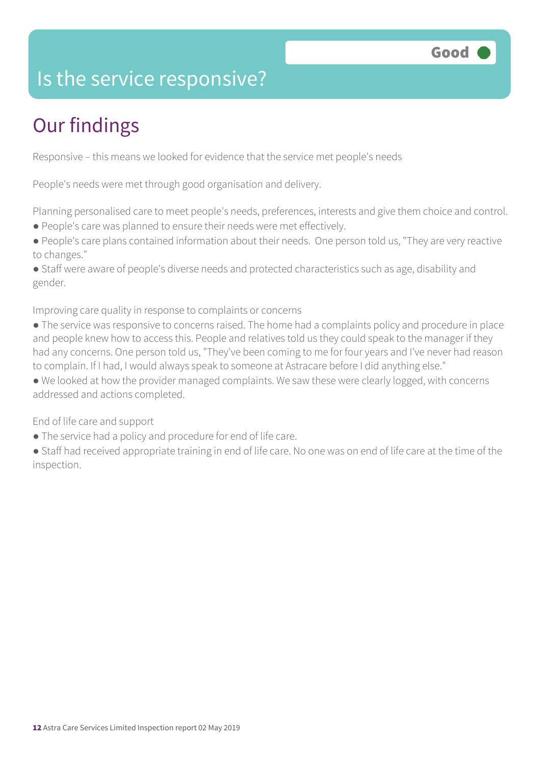# Is the service responsive?

**Good**

## Our findings

Responsive – this means we looked for evidence that the service met people's needs

People's needs were met through good organisation and delivery.

Planning personalised care to meet people's needs, preferences, interests and give them choice and control.

- People's care was planned to ensure their needs were met effectively.
- People's care plans contained information about their needs. One person told us, "They are very reactive to changes."
- Staff were aware of people's diverse needs and protected characteristics such as age, disability and gender.

Improving care quality in response to complaints or concerns

- The service was responsive to concerns raised. The home had a complaints policy and procedure in place and people knew how to access this. People and relatives told us they could speak to the manager if they had any concerns. One person told us, "They've been coming to me for four years and I've never had reason to complain. If I had, I would always speak to someone at Astracare before I did anything else."
- We looked at how the provider managed complaints. We saw these were clearly logged, with concerns addressed and actions completed.

End of life care and support

- The service had a policy and procedure for end of life care.
- Staff had received appropriate training in end of life care. No one was on end of life care at the time of the inspection.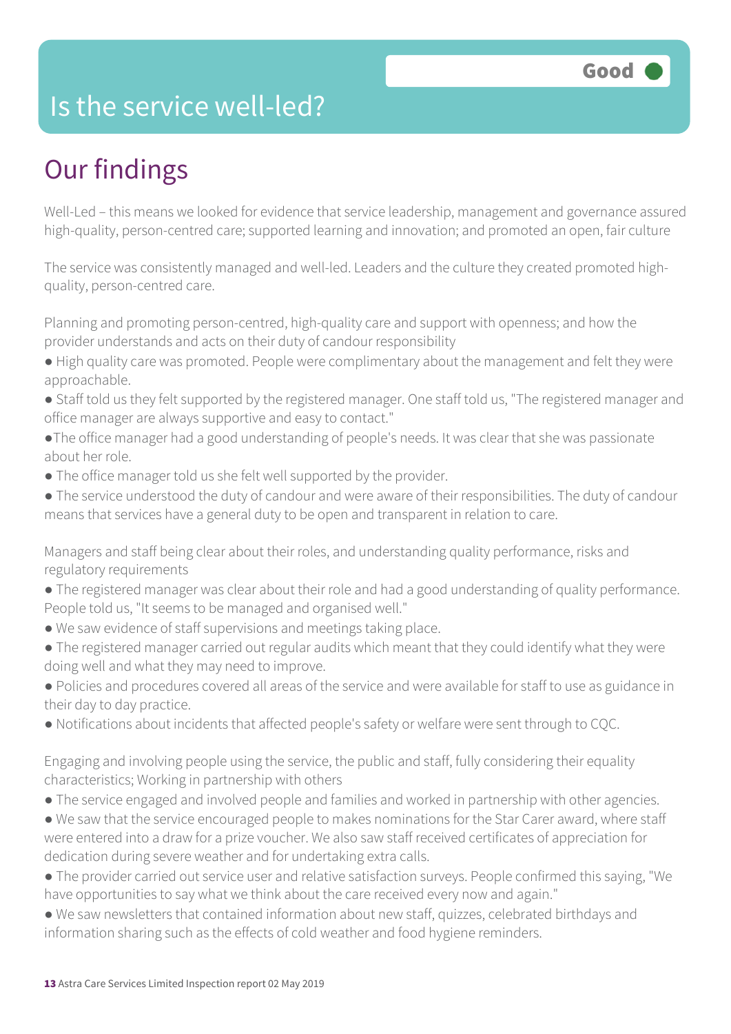Good

# Is the service well-led?

## Our findings

Well-Led – this means we looked for evidence that service leadership, management and governance assured high-quality, person-centred care; supported learning and innovation; and promoted an open, fair culture

The service was consistently managed and well-led. Leaders and the culture they created promoted high-quality, person-centred care.

Planning and promoting person-centred, high-quality care and support with openness; and how the provider understands and acts on their duty of candour responsibility

- High quality care was promoted. People were complimentary about the management and felt they were approachable.
- Staff told us they felt supported by the registered manager. One staff told us, "The registered manager and office manager are always supportive and easy to contact."
- The office manager had a good understanding of people's needs. It was clear that she was passionate about her role.
- The office manager told us she felt well supported by the provider.
- The service understood the duty of candour and were aware of their responsibilities. The duty of candour means that services have a general duty to be open and transparent in relation to care.

Managers and staff being clear about their roles, and understanding quality performance, risks and regulatory requirements

- The registered manager was clear about their role and had a good understanding of quality performance. People told us, "It seems to be managed and organised well."
- We saw evidence of staff supervisions and meetings taking place.
- The registered manager carried out regular audits which meant that they could identify what they were doing well and what they may need to improve.
- Policies and procedures covered all areas of the service and were available for staff to use as guidance in their day to day practice.
- Notifications about incidents that affected people's safety or welfare were sent through to CQC.

Engaging and involving people using the service, the public and staff, fully considering their equality characteristics; Working in partnership with others

- The service engaged and involved people and families and worked in partnership with other agencies.
- We saw that the service encouraged people to makes nominations for the Star Carer award, where staff were entered into a draw for a prize voucher. We also saw staff received certificates of appreciation for dedication during severe weather and for undertaking extra calls.
- The provider carried out service user and relative satisfaction surveys. People confirmed this saying, "We have opportunities to say what we think about the care received every now and again."
- We saw newsletters that contained information about new staff, quizzes, celebrated birthdays and information sharing such as the effects of cold weather and food hygiene reminders.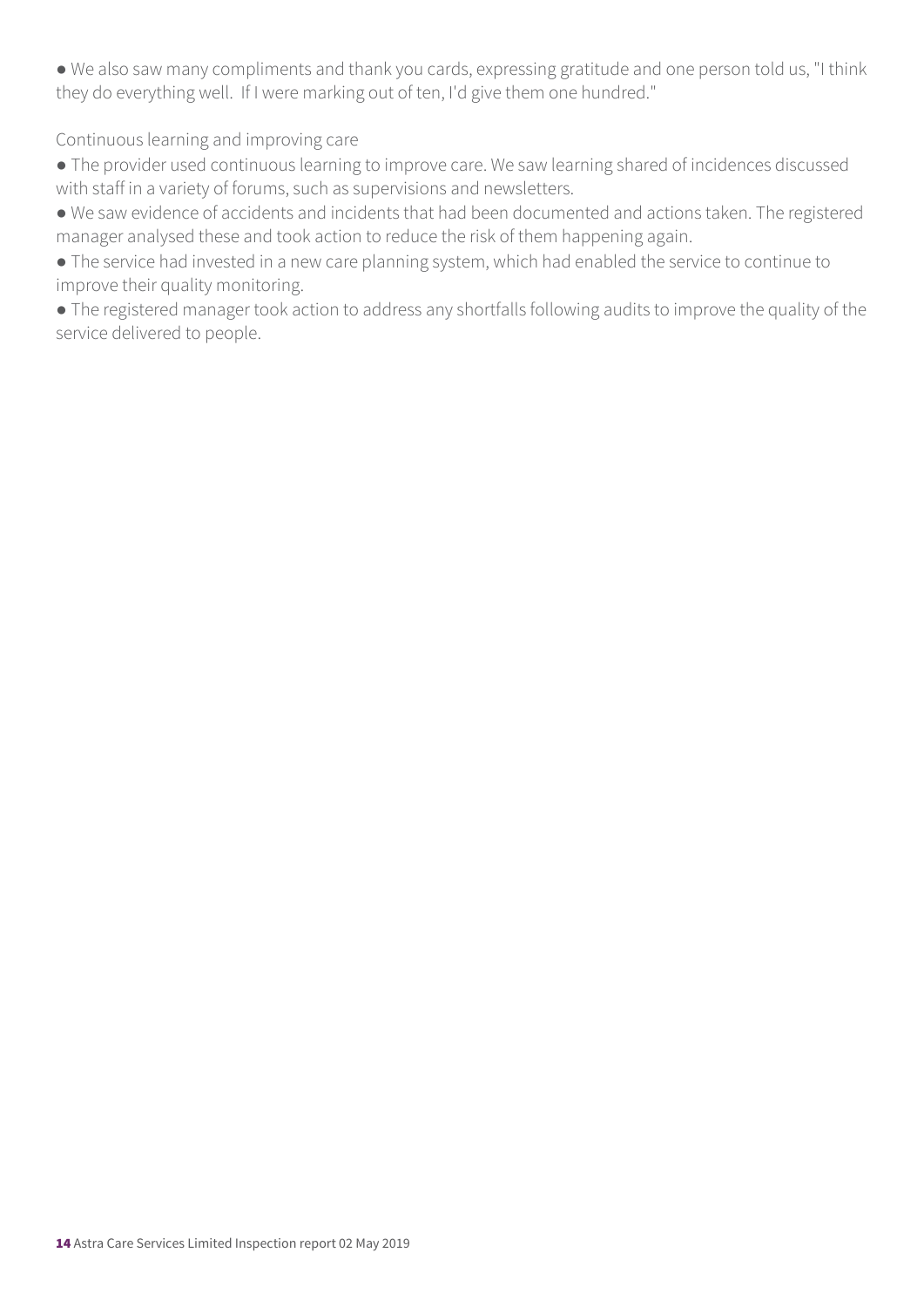- We also saw many compliments and thank you cards, expressing gratitude and one person told us, "I think they do everything well. If I were marking out of ten, I'd give them one hundred."

Continuous learning and improving care

- The provider used continuous learning to improve care. We saw learning shared of incidences discussed with staff in a variety of forums, such as supervisions and newsletters.
- We saw evidence of accidents and incidents that had been documented and actions taken. The registered manager analysed these and took action to reduce the risk of them happening again.
- The service had invested in a new care planning system, which had enabled the service to continue to improve their quality monitoring.
- The registered manager took action to address any shortfalls following audits to improve the quality of the service delivered to people.